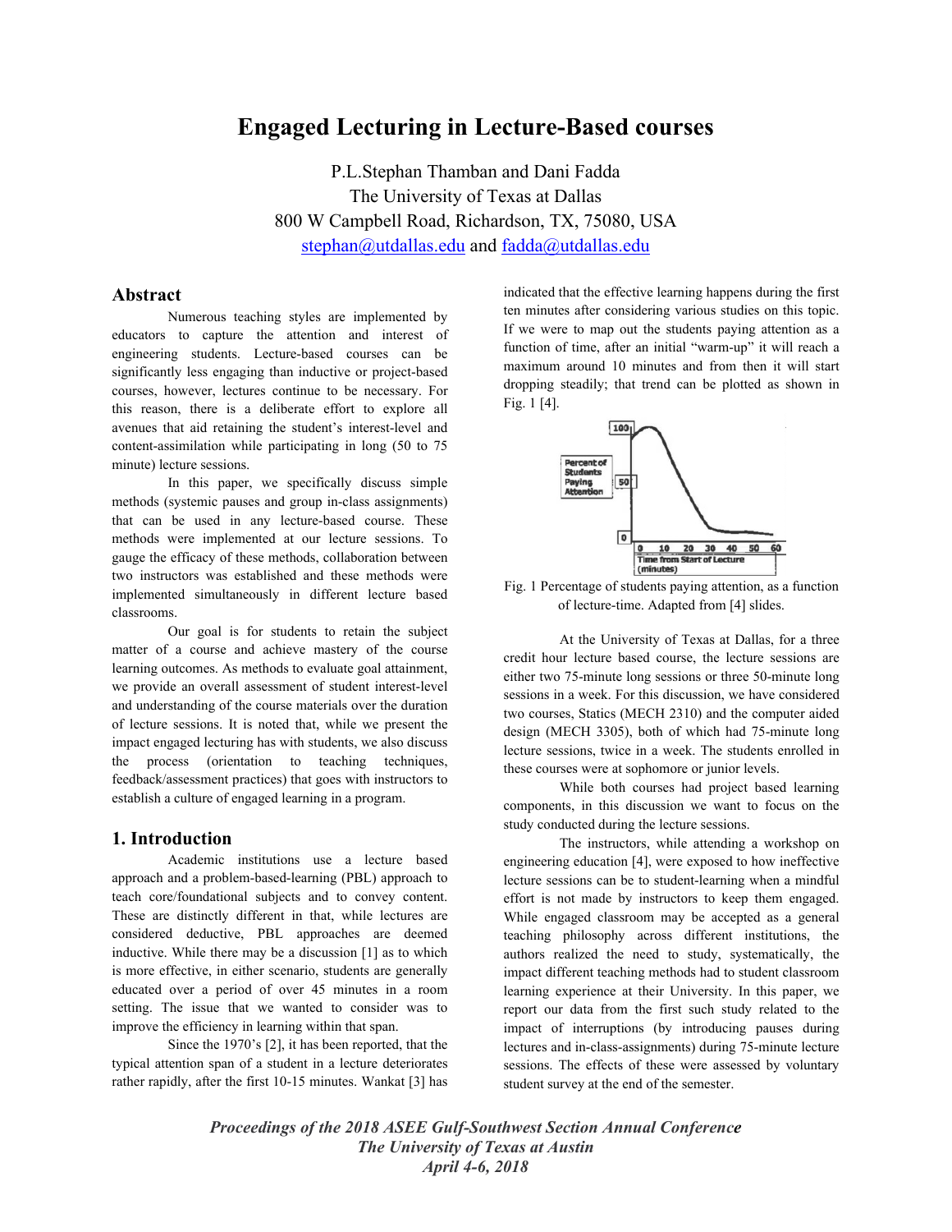# Engaged Lecturing in Lecture-Based courses

P.L.Stephan Thamban and Dani Fadda
The University of Texas at Dallas
800 W Campbell Road, Richardson, TX, 75080, USA
stephan@utdallas.edu and fadda@utdallas.edu

## Abstract

Numerous teaching styles are implemented by educators to capture the attention and interest of engineering students. Lecture-based courses can be significantly less engaging than inductive or project-based courses, however, lectures continue to be necessary. For this reason, there is a deliberate effort to explore all avenues that aid retaining the student's interest-level and content-assimilation while participating in long (50 to 75 minute) lecture sessions.

In this paper, we specifically discuss simple methods (systemic pauses and group in-class assignments) that can be used in any lecture-based course. These methods were implemented at our lecture sessions. To gauge the efficacy of these methods, collaboration between two instructors was established and these methods were implemented simultaneously in different lecture based classrooms.

Our goal is for students to retain the subject matter of a course and achieve mastery of the course learning outcomes. As methods to evaluate goal attainment, we provide an overall assessment of student interest-level and understanding of the course materials over the duration of lecture sessions. It is noted that, while we present the impact engaged lecturing has with students, we also discuss the process (orientation to teaching techniques, feedback/assessment practices) that goes with instructors to establish a culture of engaged learning in a program.

## 1. Introduction

Academic institutions use a lecture based approach and a problem-based-learning (PBL) approach to teach core/foundational subjects and to convey content. These are distinctly different in that, while lectures are considered deductive, PBL approaches are deemed inductive. While there may be a discussion [1] as to which is more effective, in either scenario, students are generally educated over a period of over 45 minutes in a room setting. The issue that we wanted to consider was to improve the efficiency in learning within that span.

Since the 1970's [2], it has been reported, that the typical attention span of a student in a lecture deteriorates rather rapidly, after the first 10-15 minutes. Wankat [3] has indicated that the effective learning happens during the first ten minutes after considering various studies on this topic. If we were to map out the students paying attention as a function of time, after an initial "warm-up" it will reach a maximum around 10 minutes and from then it will start dropping steadily; that trend can be plotted as shown in Fig. 1 [4].

Fig. 1 Percentage of students paying attention, as a function of lecture-time. Adapted from [4] slides.

At the University of Texas at Dallas, for a three credit hour lecture based course, the lecture sessions are either two 75-minute long sessions or three 50-minute long sessions in a week. For this discussion, we have considered two courses, Statics (MECH 2310) and the computer aided design (MECH 3305), both of which had 75-minute long lecture sessions, twice in a week. The students enrolled in these courses were at sophomore or junior levels.

While both courses had project based learning components, in this discussion we want to focus on the study conducted during the lecture sessions.

The instructors, while attending a workshop on engineering education [4], were exposed to how ineffective lecture sessions can be to student-learning when a mindful effort is not made by instructors to keep them engaged. While engaged classroom may be accepted as a general teaching philosophy across different institutions, the authors realized the need to study, systematically, the impact different teaching methods had to student classroom learning experience at their University. In this paper, we report our data from the first such study related to the impact of interruptions (by introducing pauses during lectures and in-class-assignments) during 75-minute lecture sessions. The effects of these were assessed by voluntary student survey at the end of the semester.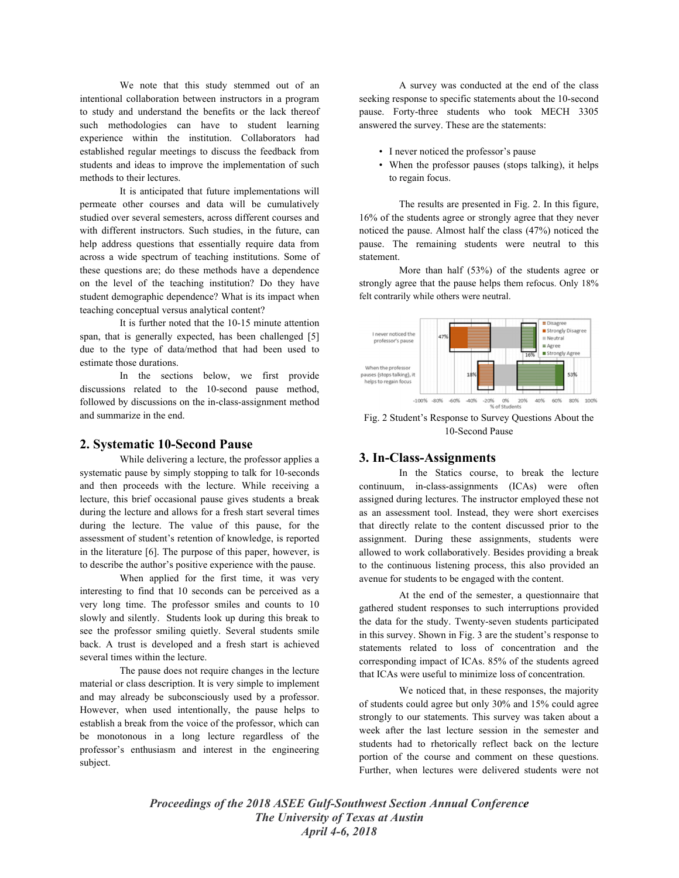We note that this study stemmed out of an intentional collaboration between instructors in a program to study and understand the benefits or the lack thereof such methodologies can have to student learning experience within the institution. Collaborators had established regular meetings to discuss the feedback from students and ideas to improve the implementation of such methods to their lectures.

It is anticipated that future implementations will permeate other courses and data will be cumulatively studied over several semesters, across different courses and with different instructors. Such studies, in the future, can help address questions that essentially require data from across a wide spectrum of teaching institutions. Some of these questions are; do these methods have a dependence on the level of the teaching institution? Do they have student demographic dependence? What is its impact when teaching conceptual versus analytical content?

It is further noted that the 10-15 minute attention span, that is generally expected, has been challenged [5] due to the type of data/method that had been used to estimate those durations.

In the sections below, we first provide discussions related to the 10-second pause method, followed by discussions on the in-class-assignment method and summarize in the end.

## 2. Systematic 10-Second Pause

While delivering a lecture, the professor applies a systematic pause by simply stopping to talk for 10-seconds and then proceeds with the lecture. While receiving a lecture, this brief occasional pause gives students a break during the lecture and allows for a fresh start several times during the lecture. The value of this pause, for the assessment of student's retention of knowledge, is reported in the literature [6]. The purpose of this paper, however, is to describe the author's positive experience with the pause.

When applied for the first time, it was very interesting to find that 10 seconds can be perceived as a very long time. The professor smiles and counts to 10 slowly and silently. Students look up during this break to see the professor smiling quietly. Several students smile back. A trust is developed and a fresh start is achieved several times within the lecture.

The pause does not require changes in the lecture material or class description. It is very simple to implement and may already be subconsciously used by a professor. However, when used intentionally, the pause helps to establish a break from the voice of the professor, which can be monotonous in a long lecture regardless of the professor's enthusiasm and interest in the engineering subject.

A survey was conducted at the end of the class seeking response to specific statements about the 10-second pause. Forty-three students who took MECH 3305 answered the survey. These are the statements:

- I never noticed the professor's pause
- When the professor pauses (stops talking), it helps to regain focus.

The results are presented in Fig. 2. In this figure, 16% of the students agree or strongly agree that they never noticed the pause. Almost half the class (47%) noticed the pause. The remaining students were neutral to this statement.

More than half (53%) of the students agree or strongly agree that the pause helps them refocus. Only 18% felt contrarily while others were neutral.

Fig. 2 Student's Response to Survey Questions About the 10-Second Pause

## 3. In-Class-Assignments

In the Statics course, to break the lecture continuum, in-class-assignments (ICAs) were often assigned during lectures. The instructor employed these not as an assessment tool. Instead, they were short exercises that directly relate to the content discussed prior to the assignment. During these assignments, students were allowed to work collaboratively. Besides providing a break to the continuous listening process, this also provided an avenue for students to be engaged with the content.

At the end of the semester, a questionnaire that gathered student responses to such interruptions provided the data for the study. Twenty-seven students participated in this survey. Shown in Fig. 3 are the student's response to statements related to loss of concentration and the corresponding impact of ICAs. 85% of the students agreed that ICAs were useful to minimize loss of concentration.

We noticed that, in these responses, the majority of students could agree but only 30% and 15% could agree strongly to our statements. This survey was taken about a week after the last lecture session in the semester and students had to rhetorically reflect back on the lecture portion of the course and comment on these questions. Further, when lectures were delivered students were not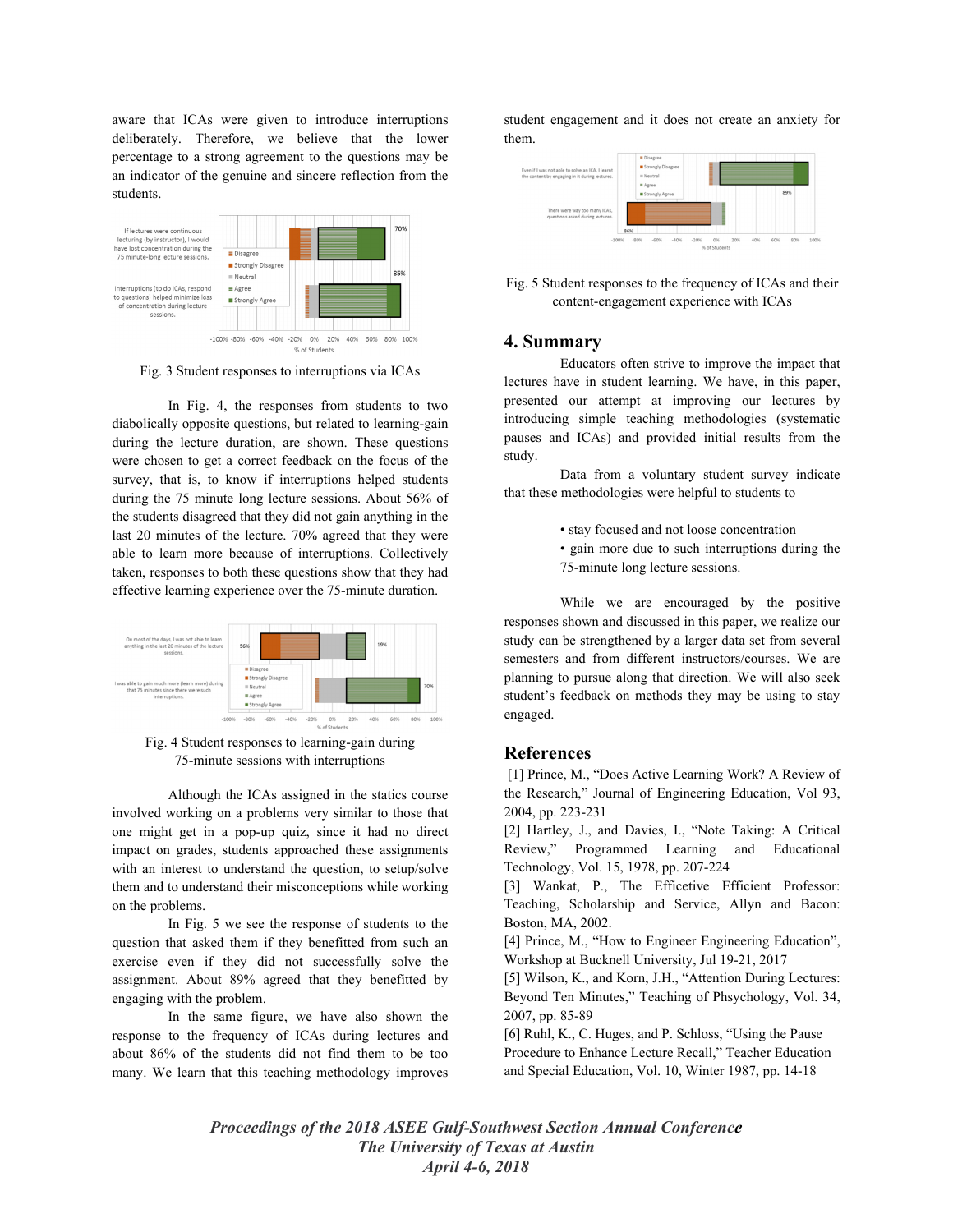aware that ICAs were given to introduce interruptions deliberately. Therefore, we believe that the lower percentage to a strong agreement to the questions may be an indicator of the genuine and sincere reflection from the students.

If lectures were continuous lecturing (by instructor), I would have lost concentration during the 75 minute-long lecture sessions.

Interruptions (to do ICAs, respond to questions) helped minimize loss of concentration during lecture sessions.

Disagree
Strongly Disagree
Neutral
Agree
Strongly Agree

70%

85%

-100% -80% -60% -40% -20% 0% 20% 40% 60% 80% 100%

% of Students

Fig. 3 Student responses to interruptions via ICAs

In Fig. 4, the responses from students to two diabolically opposite questions, but related to learning-gain during the lecture duration, are shown. These questions were chosen to get a correct feedback on the focus of the survey, that is, to know if interruptions helped students during the 75 minute long lecture sessions. About 56% of the students disagreed that they did not gain anything in the last 20 minutes of the lecture. 70% agreed that they were able to learn more because of interruptions. Collectively taken, responses to both these questions show that they had effective learning experience over the 75-minute duration.

On most of the days, I was not able to learn anything in the last 20 minutes of the lecture sessions.

I was able to gain much more (learn more) during that 75 minutes since there were such interruptions.

56%

19%

70%

Disagree
Strongly Disagree
Neutral
Agree
Strongly Agree

-100% -80% -60% -40% -20% 0% 20% 40% 60% 80% 100%

% of Students

Fig. 4 Student responses to learning-gain during 75-minute sessions with interruptions

Although the ICAs assigned in the statics course involved working on a problems very similar to those that one might get in a pop-up quiz, since it had no direct impact on grades, students approached these assignments with an interest to understand the question, to setup/solve them and to understand their misconceptions while working on the problems.

In Fig. 5 we see the response of students to the question that asked them if they benefitted from such an exercise even if they did not successfully solve the assignment. About 89% agreed that they benefitted by engaging with the problem.

In the same figure, we have also shown the response to the frequency of ICAs during lectures and about 86% of the students did not find them to be too many. We learn that this teaching methodology improves student engagement and it does not create an anxiety for them.

Even if I was not able to solve an ICA, I learnt the content by engaging in it during lectures.

There were way too many ICAs, questions asked during lectures.

Disagree
Strongly Disagree
Neutral
Agree
Strongly Agree

89%

86%

-100% -80% -60% -40% -20% 0% 20% 40% 60% 80% 100%

% of Students

Fig. 5 Student responses to the frequency of ICAs and their content-engagement experience with ICAs

## 4. Summary

Educators often strive to improve the impact that lectures have in student learning. We have, in this paper, presented our attempt at improving our lectures by introducing simple teaching methodologies (systematic pauses and ICAs) and provided initial results from the study.

Data from a voluntary student survey indicate that these methodologies were helpful to students to

- stay focused and not loose concentration
- gain more due to such interruptions during the 75-minute long lecture sessions.

While we are encouraged by the positive responses shown and discussed in this paper, we realize our study can be strengthened by a larger data set from several semesters and from different instructors/courses. We are planning to pursue along that direction. We will also seek student's feedback on methods they may be using to stay engaged.

## References

[1] Prince, M., "Does Active Learning Work? A Review of the Research," Journal of Engineering Education, Vol 93, 2004, pp. 223-231

[2] Hartley, J., and Davies, I., "Note Taking: A Critical Review," Programmed Learning and Educational Technology, Vol. 15, 1978, pp. 207-224

[3] Wankat, P., The Effecitve Efficient Professor: Teaching, Scholarship and Service, Allyn and Bacon: Boston, MA, 2002.

[4] Prince, M., "How to Engineer Engineering Education", Workshop at Bucknell University, Jul 19-21, 2017

[5] Wilson, K., and Korn, J.H., "Attention During Lectures: Beyond Ten Minutes," Teaching of Phsychology, Vol. 34, 2007, pp. 85-89

[6] Ruhl, K., C. Huges, and P. Schloss, "Using the Pause Procedure to Enhance Lecture Recall," Teacher Education and Special Education, Vol. 10, Winter 1987, pp. 14-18